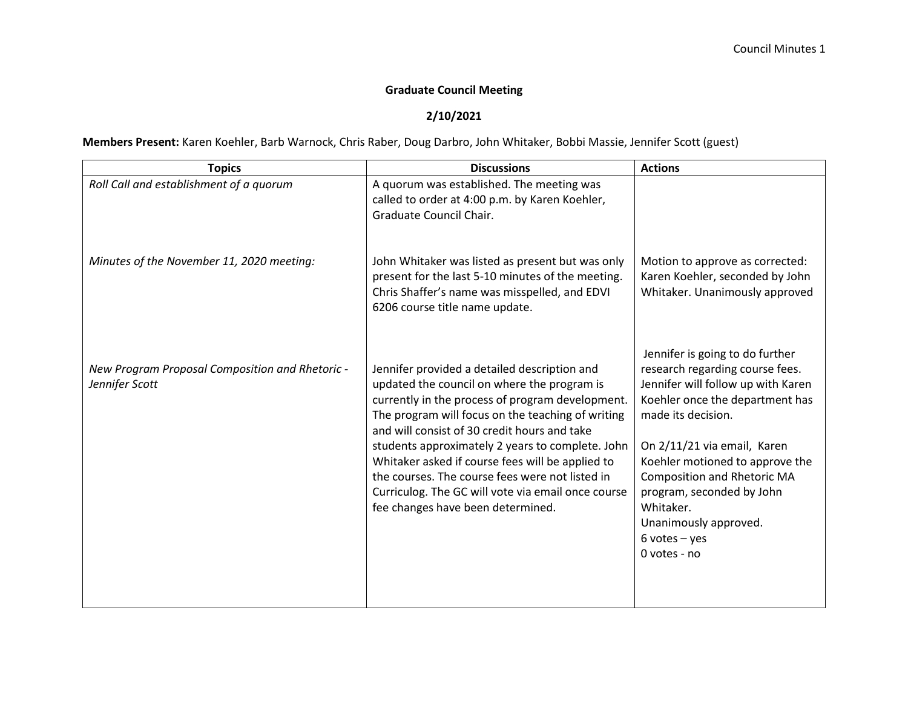**Graduate Council Meeting**

**2/10/2021**

**Members Present:** Karen Koehler, Barb Warnock, Chris Raber, Doug Darbro, John Whitaker, Bobbi Massie, Jennifer Scott (guest)

| Topics | Discussions | Actions |
|---|---|---|
| *Roll Call and establishment of a quorum* | A quorum was established. The meeting was called to order at 4:00 p.m. by Karen Koehler, Graduate Council Chair. | |
| *Minutes of the November 11, 2020 meeting:* | John Whitaker was listed as present but was only present for the last 5-10 minutes of the meeting. Chris Shaffer's name was misspelled, and EDVI 6206 course title name update. | Motion to approve as corrected: Karen Koehler, seconded by John Whitaker. Unanimously approved |
| *New Program Proposal Composition and Rhetoric - Jennifer Scott* | Jennifer provided a detailed description and updated the council on where the program is currently in the process of program development. The program will focus on the teaching of writing and will consist of 30 credit hours and take students approximately 2 years to complete. John Whitaker asked if course fees will be applied to the courses. The course fees were not listed in Curriculog. The GC will vote via email once course fee changes have been determined. | Jennifer is going to do further research regarding course fees. Jennifer will follow up with Karen Koehler once the department has made its decision.<br><br>On 2/11/21 via email, Karen Koehler motioned to approve the Composition and Rhetoric MA program, seconded by John Whitaker.<br>Unanimously approved.<br>6 votes – yes<br>0 votes - no |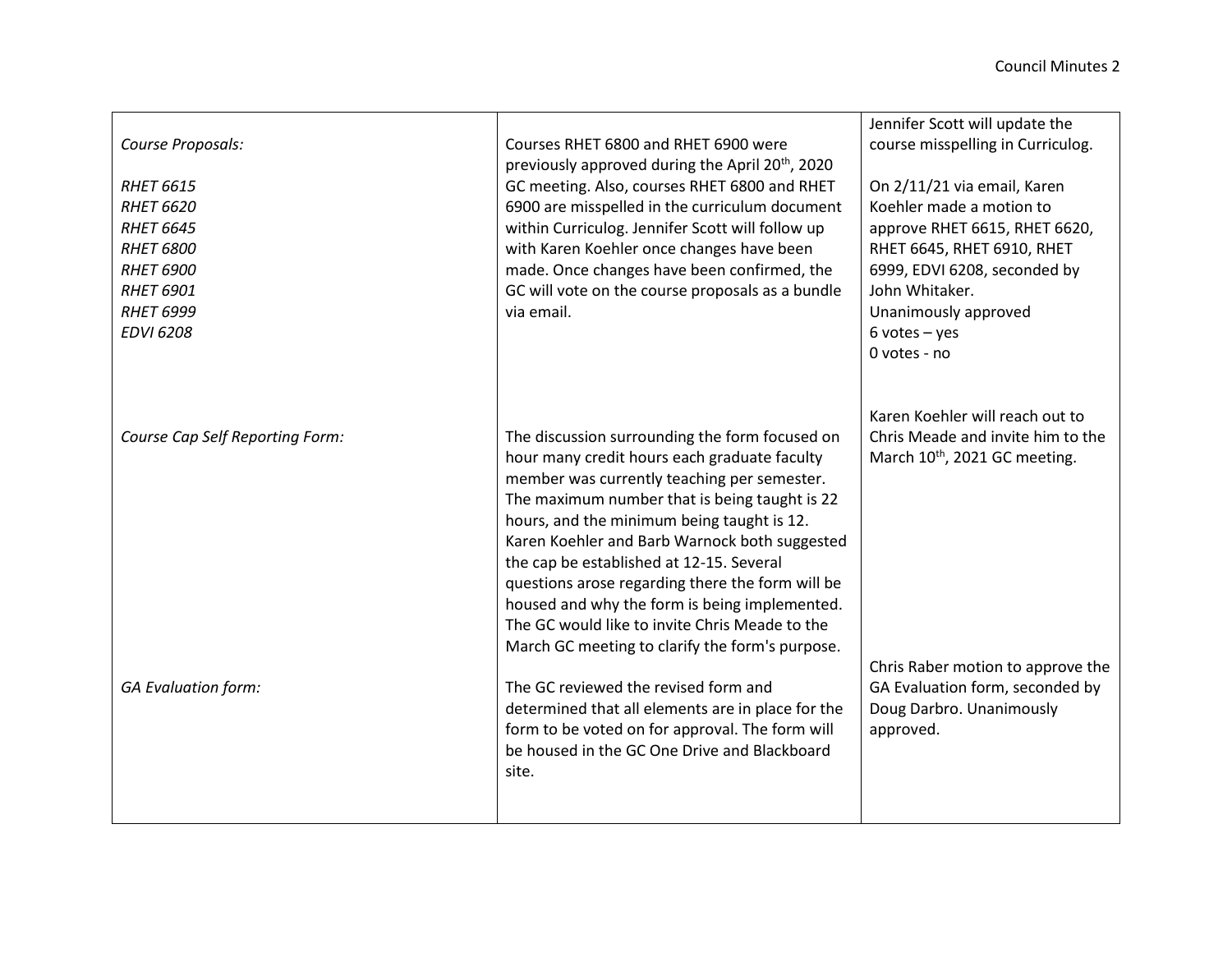| | | |
|---|---|---|
| *Course Proposals:*<br><br>*RHET 6615*<br>*RHET 6620*<br>*RHET 6645*<br>*RHET 6800*<br>*RHET 6900*<br>*RHET 6901*<br>*RHET 6999*<br>*EDVI 6208* | Courses RHET 6800 and RHET 6900 were previously approved during the April 20th, 2020 GC meeting. Also, courses RHET 6800 and RHET 6900 are misspelled in the curriculum document within Curriculog. Jennifer Scott will follow up with Karen Koehler once changes have been made. Once changes have been confirmed, the GC will vote on the course proposals as a bundle via email. | Jennifer Scott will update the course misspelling in Curriculog.<br><br>On 2/11/21 via email, Karen Koehler made a motion to approve RHET 6615, RHET 6620, RHET 6645, RHET 6910, RHET 6999, EDVI 6208, seconded by John Whitaker.<br>Unanimously approved<br>6 votes – yes<br>0 votes - no |
| *Course Cap Self Reporting Form:* | The discussion surrounding the form focused on hour many credit hours each graduate faculty member was currently teaching per semester. The maximum number that is being taught is 22 hours, and the minimum being taught is 12. Karen Koehler and Barb Warnock both suggested the cap be established at 12-15. Several questions arose regarding there the form will be housed and why the form is being implemented. The GC would like to invite Chris Meade to the March GC meeting to clarify the form's purpose. | Karen Koehler will reach out to Chris Meade and invite him to the March 10th, 2021 GC meeting. |
| *GA Evaluation form:* | The GC reviewed the revised form and determined that all elements are in place for the form to be voted on for approval. The form will be housed in the GC One Drive and Blackboard site. | Chris Raber motion to approve the GA Evaluation form, seconded by Doug Darbro. Unanimously approved. |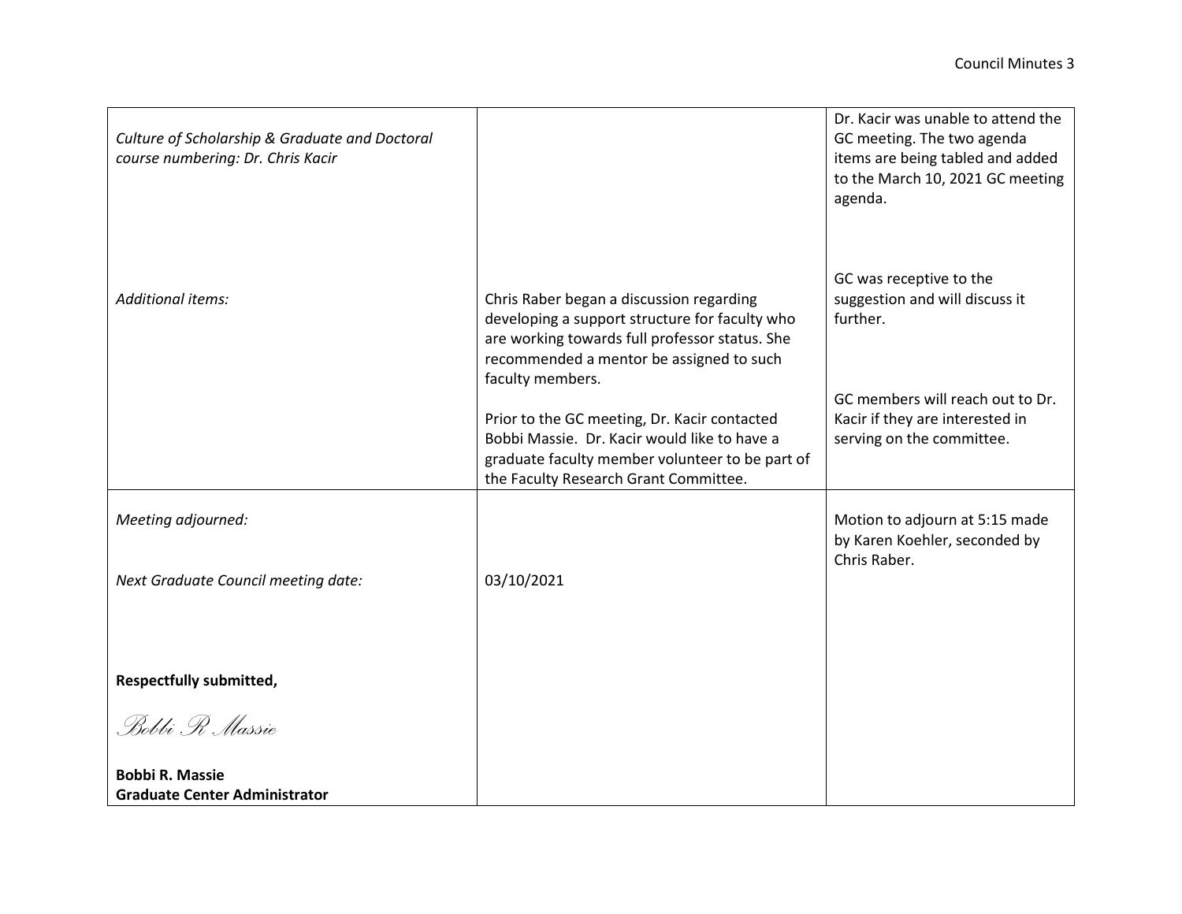| | | |
|---|---|---|
| *Culture of Scholarship & Graduate and Doctoral course numbering: Dr. Chris Kacir* | | Dr. Kacir was unable to attend the GC meeting. The two agenda items are being tabled and added to the March 10, 2021 GC meeting agenda. |
| *Additional items:* | Chris Raber began a discussion regarding developing a support structure for faculty who are working towards full professor status. She recommended a mentor be assigned to such faculty members.<br><br>Prior to the GC meeting, Dr. Kacir contacted Bobbi Massie. Dr. Kacir would like to have a graduate faculty member volunteer to be part of the Faculty Research Grant Committee. | GC was receptive to the suggestion and will discuss it further.<br><br>GC members will reach out to Dr. Kacir if they are interested in serving on the committee. |
| *Meeting adjourned:*<br><br>*Next Graduate Council meeting date:*<br><br>**Respectfully submitted,**<br><br>*Bobbi R Massie*<br><br>**Bobbi R. Massie**<br>**Graduate Center Administrator** | <br><br>03/10/2021 | Motion to adjourn at 5:15 made by Karen Koehler, seconded by Chris Raber. |